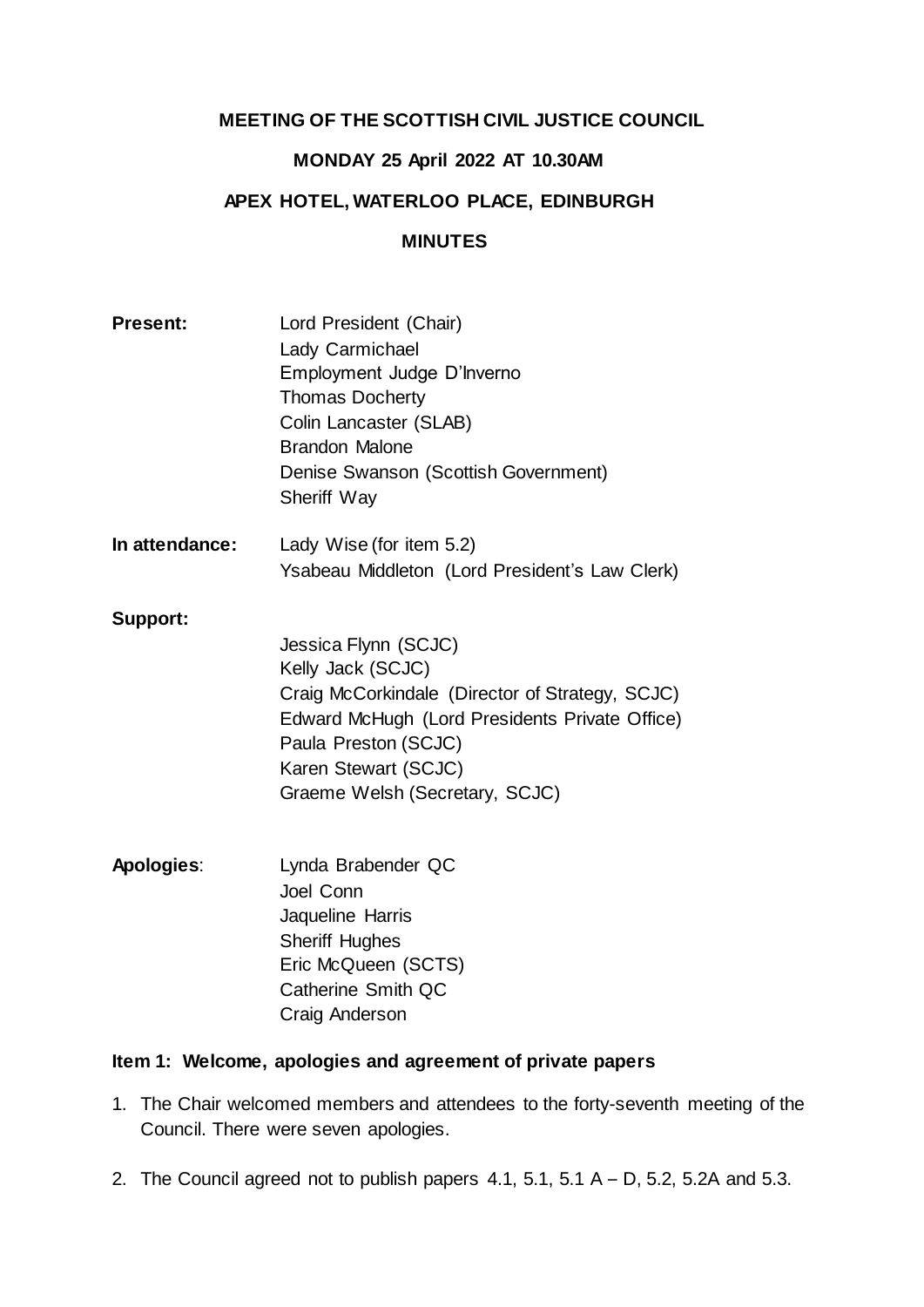**MEETING OF THE SCOTTISH CIVIL JUSTICE COUNCIL**

**MONDAY 25 April 2022 AT 10.30AM**

**APEX HOTEL, WATERLOO PLACE, EDINBURGH**

**MINUTES**

**Present:**
Lord President (Chair)
Lady Carmichael
Employment Judge D'Inverno
Thomas Docherty
Colin Lancaster (SLAB)
Brandon Malone
Denise Swanson (Scottish Government)
Sheriff Way

**In attendance:**
Lady Wise (for item 5.2)
Ysabeau Middleton (Lord President's Law Clerk)

**Support:**
Jessica Flynn (SCJC)
Kelly Jack (SCJC)
Craig McCorkindale (Director of Strategy, SCJC)
Edward McHugh (Lord Presidents Private Office)
Paula Preston (SCJC)
Karen Stewart (SCJC)
Graeme Welsh (Secretary, SCJC)

**Apologies**:
Lynda Brabender QC
Joel Conn
Jaqueline Harris
Sheriff Hughes
Eric McQueen (SCTS)
Catherine Smith QC
Craig Anderson

### Item 1: Welcome, apologies and agreement of private papers

1. The Chair welcomed members and attendees to the forty-seventh meeting of the Council. There were seven apologies.

2. The Council agreed not to publish papers 4.1, 5.1, 5.1 A – D, 5.2, 5.2A and 5.3.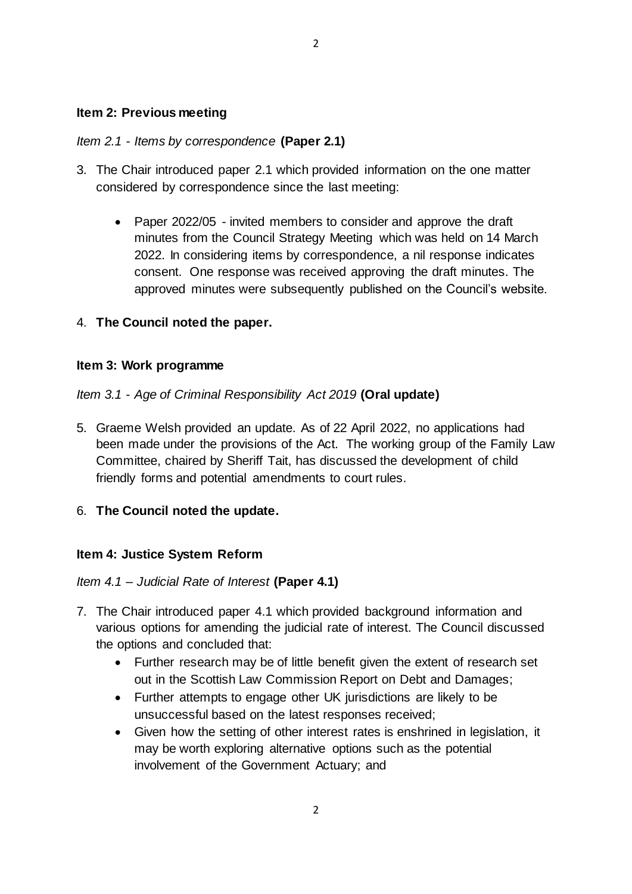**Item 2: Previous meeting**

*Item 2.1 - Items by correspondence* **(Paper 2.1)**

3. The Chair introduced paper 2.1 which provided information on the one matter considered by correspondence since the last meeting:

    - Paper 2022/05 - invited members to consider and approve the draft minutes from the Council Strategy Meeting which was held on 14 March 2022. In considering items by correspondence, a nil response indicates consent. One response was received approving the draft minutes. The approved minutes were subsequently published on the Council's website.

4. **The Council noted the paper.**

**Item 3: Work programme**

*Item 3.1 - Age of Criminal Responsibility Act 2019* **(Oral update)**

5. Graeme Welsh provided an update. As of 22 April 2022, no applications had been made under the provisions of the Act. The working group of the Family Law Committee, chaired by Sheriff Tait, has discussed the development of child friendly forms and potential amendments to court rules.

6. **The Council noted the update.**

**Item 4: Justice System Reform**

*Item 4.1 – Judicial Rate of Interest* **(Paper 4.1)**

7. The Chair introduced paper 4.1 which provided background information and various options for amending the judicial rate of interest. The Council discussed the options and concluded that:
    - Further research may be of little benefit given the extent of research set out in the Scottish Law Commission Report on Debt and Damages;
    - Further attempts to engage other UK jurisdictions are likely to be unsuccessful based on the latest responses received;
    - Given how the setting of other interest rates is enshrined in legislation, it may be worth exploring alternative options such as the potential involvement of the Government Actuary; and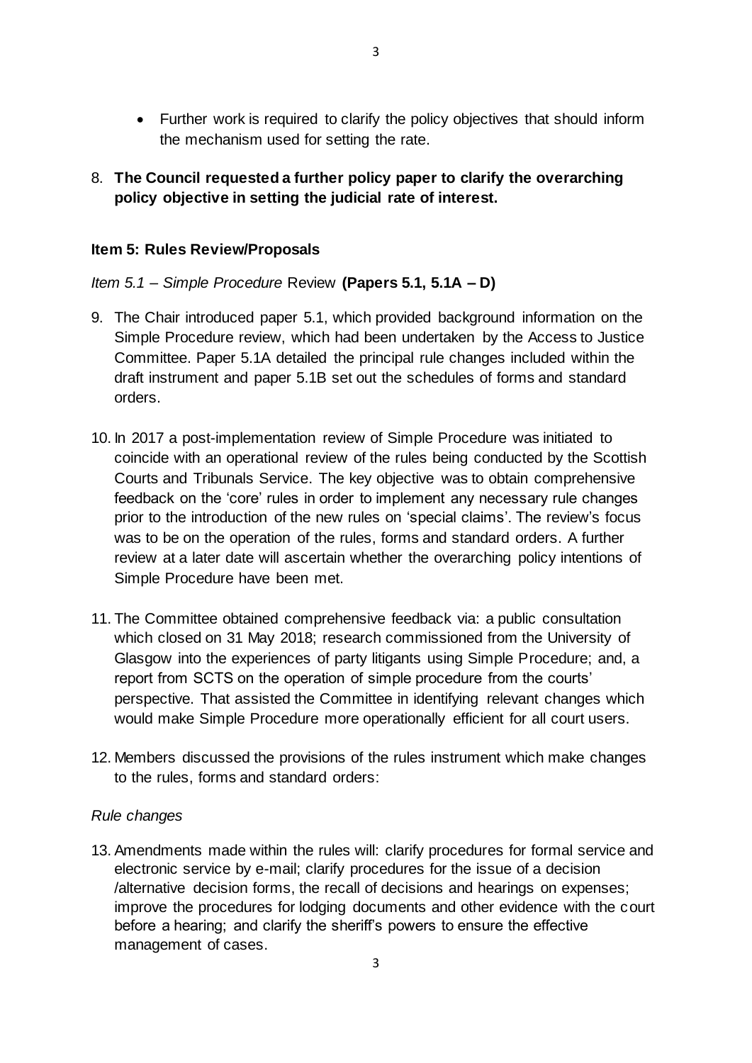- Further work is required to clarify the policy objectives that should inform the mechanism used for setting the rate.

8. **The Council requested a further policy paper to clarify the overarching policy objective in setting the judicial rate of interest.**

### Item 5: Rules Review/Proposals

*Item 5.1 – Simple Procedure* Review **(Papers 5.1, 5.1A – D)**

9. The Chair introduced paper 5.1, which provided background information on the Simple Procedure review, which had been undertaken by the Access to Justice Committee. Paper 5.1A detailed the principal rule changes included within the draft instrument and paper 5.1B set out the schedules of forms and standard orders.

10. In 2017 a post-implementation review of Simple Procedure was initiated to coincide with an operational review of the rules being conducted by the Scottish Courts and Tribunals Service. The key objective was to obtain comprehensive feedback on the 'core' rules in order to implement any necessary rule changes prior to the introduction of the new rules on 'special claims'. The review's focus was to be on the operation of the rules, forms and standard orders. A further review at a later date will ascertain whether the overarching policy intentions of Simple Procedure have been met.

11. The Committee obtained comprehensive feedback via: a public consultation which closed on 31 May 2018; research commissioned from the University of Glasgow into the experiences of party litigants using Simple Procedure; and, a report from SCTS on the operation of simple procedure from the courts' perspective. That assisted the Committee in identifying relevant changes which would make Simple Procedure more operationally efficient for all court users.

12. Members discussed the provisions of the rules instrument which make changes to the rules, forms and standard orders:

*Rule changes*

13. Amendments made within the rules will: clarify procedures for formal service and electronic service by e-mail; clarify procedures for the issue of a decision /alternative decision forms, the recall of decisions and hearings on expenses; improve the procedures for lodging documents and other evidence with the court before a hearing; and clarify the sheriff's powers to ensure the effective management of cases.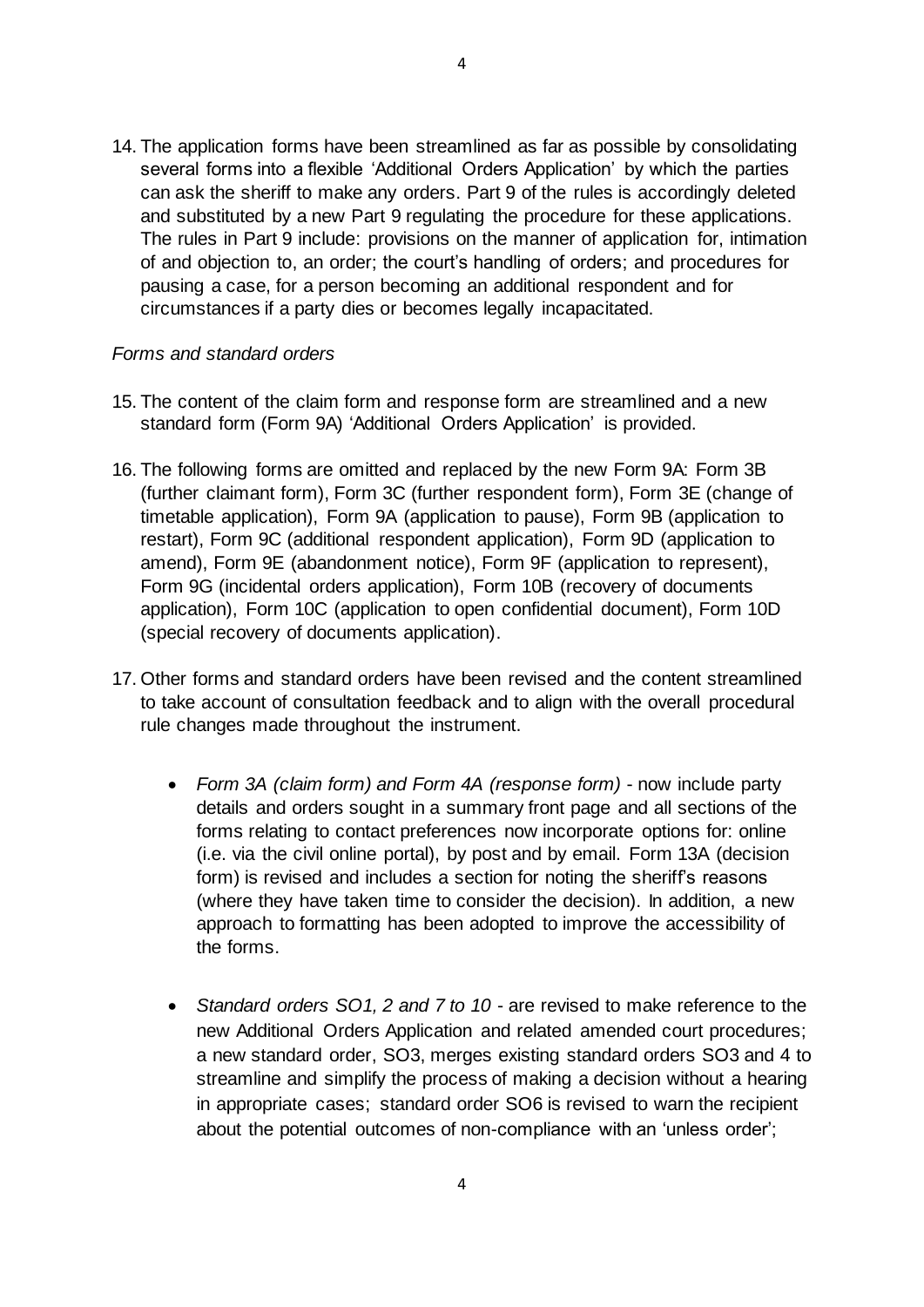14. The application forms have been streamlined as far as possible by consolidating several forms into a flexible 'Additional Orders Application' by which the parties can ask the sheriff to make any orders. Part 9 of the rules is accordingly deleted and substituted by a new Part 9 regulating the procedure for these applications. The rules in Part 9 include: provisions on the manner of application for, intimation of and objection to, an order; the court's handling of orders; and procedures for pausing a case, for a person becoming an additional respondent and for circumstances if a party dies or becomes legally incapacitated.

*Forms and standard orders*

15. The content of the claim form and response form are streamlined and a new standard form (Form 9A) 'Additional Orders Application' is provided.

16. The following forms are omitted and replaced by the new Form 9A: Form 3B (further claimant form), Form 3C (further respondent form), Form 3E (change of timetable application), Form 9A (application to pause), Form 9B (application to restart), Form 9C (additional respondent application), Form 9D (application to amend), Form 9E (abandonment notice), Form 9F (application to represent), Form 9G (incidental orders application), Form 10B (recovery of documents application), Form 10C (application to open confidential document), Form 10D (special recovery of documents application).

17. Other forms and standard orders have been revised and the content streamlined to take account of consultation feedback and to align with the overall procedural rule changes made throughout the instrument.

    - *Form 3A (claim form) and Form 4A (response form)* - now include party details and orders sought in a summary front page and all sections of the forms relating to contact preferences now incorporate options for: online (i.e. via the civil online portal), by post and by email. Form 13A (decision form) is revised and includes a section for noting the sheriff's reasons (where they have taken time to consider the decision). In addition, a new approach to formatting has been adopted to improve the accessibility of the forms.

    - *Standard orders SO1, 2 and 7 to 10* - are revised to make reference to the new Additional Orders Application and related amended court procedures; a new standard order, SO3, merges existing standard orders SO3 and 4 to streamline and simplify the process of making a decision without a hearing in appropriate cases; standard order SO6 is revised to warn the recipient about the potential outcomes of non-compliance with an 'unless order';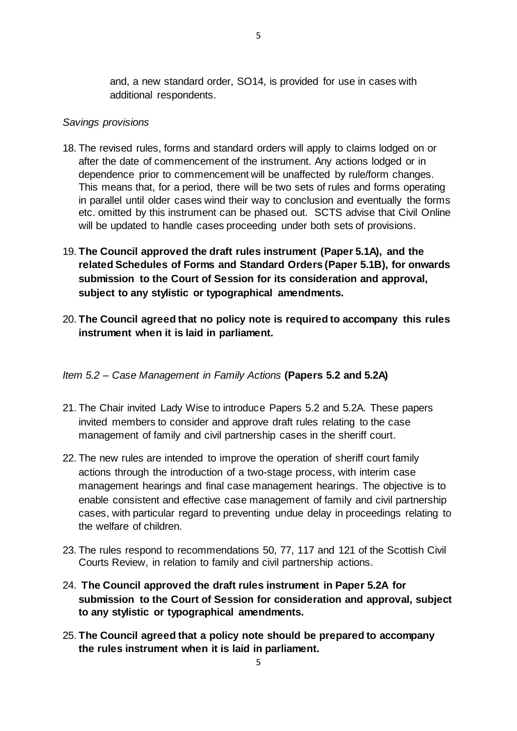and, a new standard order, SO14, is provided for use in cases with additional respondents.

*Savings provisions*

18. The revised rules, forms and standard orders will apply to claims lodged on or after the date of commencement of the instrument. Any actions lodged or in dependence prior to commencement will be unaffected by rule/form changes. This means that, for a period, there will be two sets of rules and forms operating in parallel until older cases wind their way to conclusion and eventually the forms etc. omitted by this instrument can be phased out. SCTS advise that Civil Online will be updated to handle cases proceeding under both sets of provisions.

19. **The Council approved the draft rules instrument (Paper 5.1A), and the related Schedules of Forms and Standard Orders (Paper 5.1B), for onwards submission to the Court of Session for its consideration and approval, subject to any stylistic or typographical amendments.**

20. **The Council agreed that no policy note is required to accompany this rules instrument when it is laid in parliament.**

*Item 5.2 – Case Management in Family Actions* **(Papers 5.2 and 5.2A)**

21. The Chair invited Lady Wise to introduce Papers 5.2 and 5.2A. These papers invited members to consider and approve draft rules relating to the case management of family and civil partnership cases in the sheriff court.

22. The new rules are intended to improve the operation of sheriff court family actions through the introduction of a two-stage process, with interim case management hearings and final case management hearings. The objective is to enable consistent and effective case management of family and civil partnership cases, with particular regard to preventing undue delay in proceedings relating to the welfare of children.

23. The rules respond to recommendations 50, 77, 117 and 121 of the Scottish Civil Courts Review, in relation to family and civil partnership actions.

24. **The Council approved the draft rules instrument in Paper 5.2A for submission to the Court of Session for consideration and approval, subject to any stylistic or typographical amendments.**

25. **The Council agreed that a policy note should be prepared to accompany the rules instrument when it is laid in parliament.**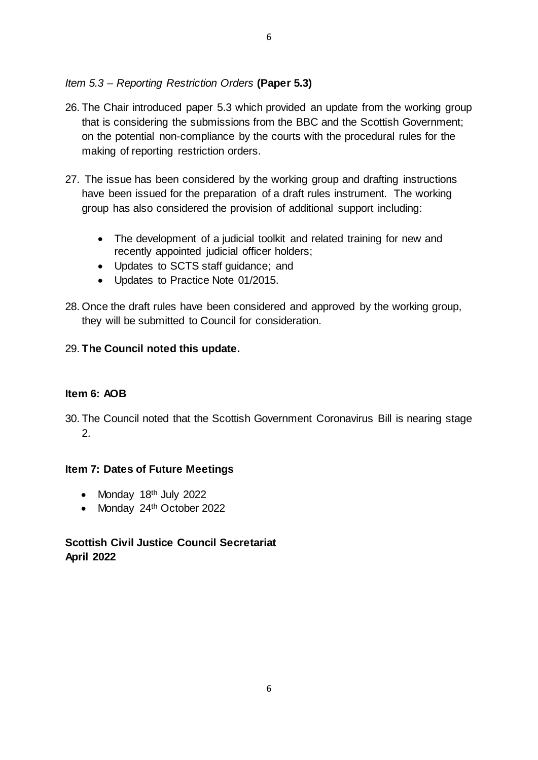*Item 5.3 – Reporting Restriction Orders* **(Paper 5.3)**

26. The Chair introduced paper 5.3 which provided an update from the working group that is considering the submissions from the BBC and the Scottish Government; on the potential non-compliance by the courts with the procedural rules for the making of reporting restriction orders.

27. The issue has been considered by the working group and drafting instructions have been issued for the preparation of a draft rules instrument. The working group has also considered the provision of additional support including:

    - The development of a judicial toolkit and related training for new and recently appointed judicial officer holders;
    - Updates to SCTS staff guidance; and
    - Updates to Practice Note 01/2015.

28. Once the draft rules have been considered and approved by the working group, they will be submitted to Council for consideration.

29. **The Council noted this update.**

**Item 6: AOB**

30. The Council noted that the Scottish Government Coronavirus Bill is nearing stage 2.

**Item 7: Dates of Future Meetings**

- Monday 18th July 2022
- Monday 24th October 2022

**Scottish Civil Justice Council Secretariat**
**April 2022**